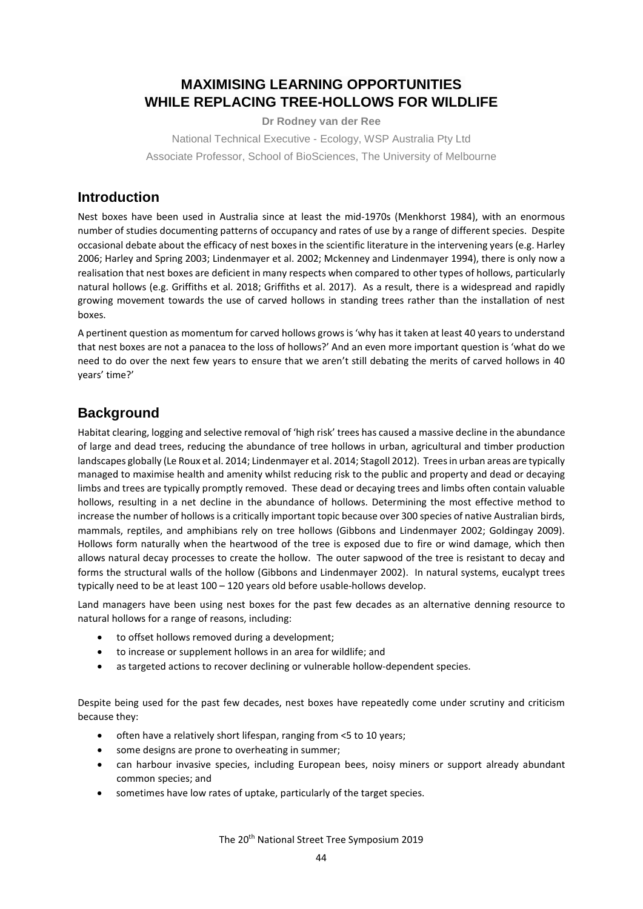# MAXIMISING LEARNING OPPORTUNITIES WHILE REPLACING TREE-HOLLOWS FOR WILDLIFE

**Dr Rodney van der Ree**

National Technical Executive - Ecology, WSP Australia Pty Ltd

Associate Professor, School of BioSciences, The University of Melbourne

## Introduction

Nest boxes have been used in Australia since at least the mid-1970s (Menkhorst 1984), with an enormous number of studies documenting patterns of occupancy and rates of use by a range of different species. Despite occasional debate about the efficacy of nest boxes in the scientific literature in the intervening years (e.g. Harley 2006; Harley and Spring 2003; Lindenmayer et al. 2002; Mckenney and Lindenmayer 1994), there is only now a realisation that nest boxes are deficient in many respects when compared to other types of hollows, particularly natural hollows (e.g. Griffiths et al. 2018; Griffiths et al. 2017). As a result, there is a widespread and rapidly growing movement towards the use of carved hollows in standing trees rather than the installation of nest boxes.

A pertinent question as momentum for carved hollows grows is 'why has it taken at least 40 years to understand that nest boxes are not a panacea to the loss of hollows?' And an even more important question is 'what do we need to do over the next few years to ensure that we aren't still debating the merits of carved hollows in 40 years' time?'

## Background

Habitat clearing, logging and selective removal of 'high risk' trees has caused a massive decline in the abundance of large and dead trees, reducing the abundance of tree hollows in urban, agricultural and timber production landscapes globally (Le Roux et al. 2014; Lindenmayer et al. 2014; Stagoll 2012). Trees in urban areas are typically managed to maximise health and amenity whilst reducing risk to the public and property and dead or decaying limbs and trees are typically promptly removed. These dead or decaying trees and limbs often contain valuable hollows, resulting in a net decline in the abundance of hollows. Determining the most effective method to increase the number of hollows is a critically important topic because over 300 species of native Australian birds, mammals, reptiles, and amphibians rely on tree hollows (Gibbons and Lindenmayer 2002; Goldingay 2009). Hollows form naturally when the heartwood of the tree is exposed due to fire or wind damage, which then allows natural decay processes to create the hollow. The outer sapwood of the tree is resistant to decay and forms the structural walls of the hollow (Gibbons and Lindenmayer 2002). In natural systems, eucalypt trees typically need to be at least 100 – 120 years old before usable-hollows develop.

Land managers have been using nest boxes for the past few decades as an alternative denning resource to natural hollows for a range of reasons, including:

- to offset hollows removed during a development;
- to increase or supplement hollows in an area for wildlife; and
- as targeted actions to recover declining or vulnerable hollow-dependent species.

Despite being used for the past few decades, nest boxes have repeatedly come under scrutiny and criticism because they:

- often have a relatively short lifespan, ranging from <5 to 10 years;
- some designs are prone to overheating in summer;
- can harbour invasive species, including European bees, noisy miners or support already abundant common species; and
- sometimes have low rates of uptake, particularly of the target species.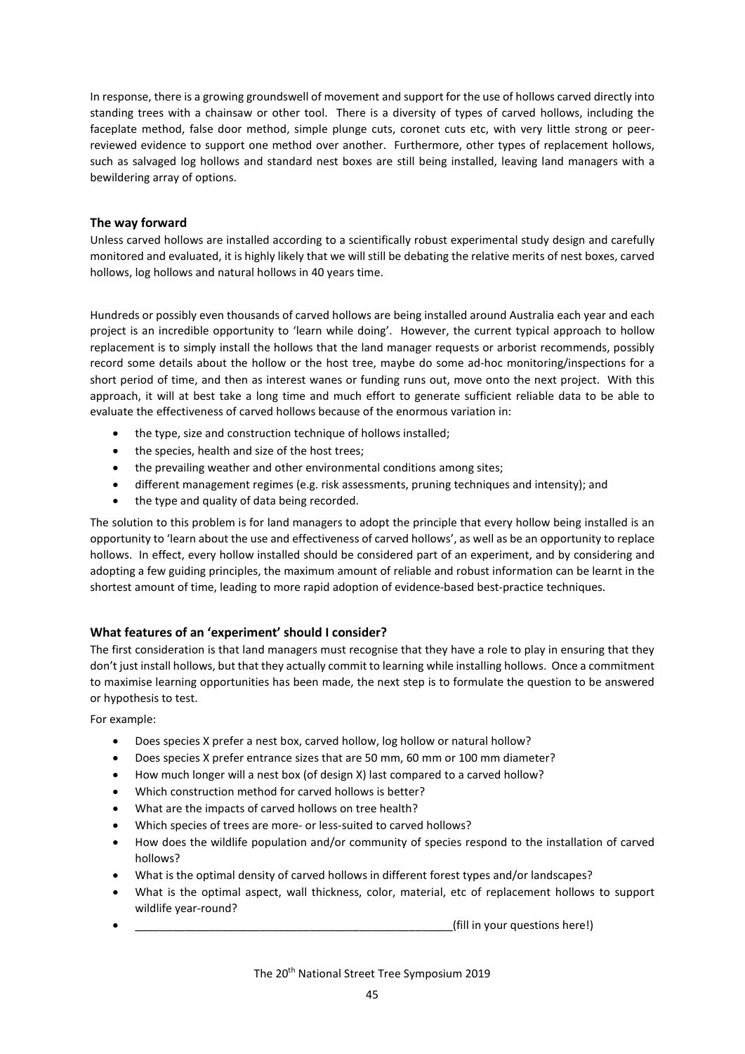In response, there is a growing groundswell of movement and support for the use of hollows carved directly into standing trees with a chainsaw or other tool. There is a diversity of types of carved hollows, including the faceplate method, false door method, simple plunge cuts, coronet cuts etc, with very little strong or peer-reviewed evidence to support one method over another. Furthermore, other types of replacement hollows, such as salvaged log hollows and standard nest boxes are still being installed, leaving land managers with a bewildering array of options.

### The way forward

Unless carved hollows are installed according to a scientifically robust experimental study design and carefully monitored and evaluated, it is highly likely that we will still be debating the relative merits of nest boxes, carved hollows, log hollows and natural hollows in 40 years time.

Hundreds or possibly even thousands of carved hollows are being installed around Australia each year and each project is an incredible opportunity to 'learn while doing'. However, the current typical approach to hollow replacement is to simply install the hollows that the land manager requests or arborist recommends, possibly record some details about the hollow or the host tree, maybe do some ad-hoc monitoring/inspections for a short period of time, and then as interest wanes or funding runs out, move onto the next project. With this approach, it will at best take a long time and much effort to generate sufficient reliable data to be able to evaluate the effectiveness of carved hollows because of the enormous variation in:

- the type, size and construction technique of hollows installed;
- the species, health and size of the host trees;
- the prevailing weather and other environmental conditions among sites;
- different management regimes (e.g. risk assessments, pruning techniques and intensity); and
- the type and quality of data being recorded.

The solution to this problem is for land managers to adopt the principle that every hollow being installed is an opportunity to 'learn about the use and effectiveness of carved hollows', as well as be an opportunity to replace hollows. In effect, every hollow installed should be considered part of an experiment, and by considering and adopting a few guiding principles, the maximum amount of reliable and robust information can be learnt in the shortest amount of time, leading to more rapid adoption of evidence-based best-practice techniques.

### What features of an 'experiment' should I consider?

The first consideration is that land managers must recognise that they have a role to play in ensuring that they don't just install hollows, but that they actually commit to learning while installing hollows. Once a commitment to maximise learning opportunities has been made, the next step is to formulate the question to be answered or hypothesis to test.

For example:

- Does species X prefer a nest box, carved hollow, log hollow or natural hollow?
- Does species X prefer entrance sizes that are 50 mm, 60 mm or 100 mm diameter?
- How much longer will a nest box (of design X) last compared to a carved hollow?
- Which construction method for carved hollows is better?
- What are the impacts of carved hollows on tree health?
- Which species of trees are more- or less-suited to carved hollows?
- How does the wildlife population and/or community of species respond to the installation of carved hollows?
- What is the optimal density of carved hollows in different forest types and/or landscapes?
- What is the optimal aspect, wall thickness, color, material, etc of replacement hollows to support wildlife year-round?
- ____________________________________________________(fill in your questions here!)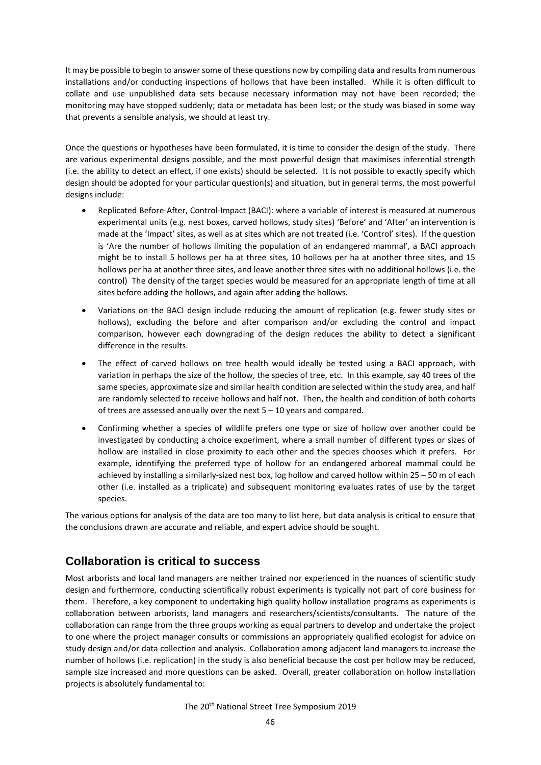It may be possible to begin to answer some of these questions now by compiling data and results from numerous installations and/or conducting inspections of hollows that have been installed. While it is often difficult to collate and use unpublished data sets because necessary information may not have been recorded; the monitoring may have stopped suddenly; data or metadata has been lost; or the study was biased in some way that prevents a sensible analysis, we should at least try.

Once the questions or hypotheses have been formulated, it is time to consider the design of the study. There are various experimental designs possible, and the most powerful design that maximises inferential strength (i.e. the ability to detect an effect, if one exists) should be selected. It is not possible to exactly specify which design should be adopted for your particular question(s) and situation, but in general terms, the most powerful designs include:

- Replicated Before-After, Control-Impact (BACI): where a variable of interest is measured at numerous experimental units (e.g. nest boxes, carved hollows, study sites) 'Before' and 'After' an intervention is made at the 'Impact' sites, as well as at sites which are not treated (i.e. 'Control' sites). If the question is 'Are the number of hollows limiting the population of an endangered mammal', a BACI approach might be to install 5 hollows per ha at three sites, 10 hollows per ha at another three sites, and 15 hollows per ha at another three sites, and leave another three sites with no additional hollows (i.e. the control) The density of the target species would be measured for an appropriate length of time at all sites before adding the hollows, and again after adding the hollows.
- Variations on the BACI design include reducing the amount of replication (e.g. fewer study sites or hollows), excluding the before and after comparison and/or excluding the control and impact comparison, however each downgrading of the design reduces the ability to detect a significant difference in the results.
- The effect of carved hollows on tree health would ideally be tested using a BACI approach, with variation in perhaps the size of the hollow, the species of tree, etc. In this example, say 40 trees of the same species, approximate size and similar health condition are selected within the study area, and half are randomly selected to receive hollows and half not. Then, the health and condition of both cohorts of trees are assessed annually over the next 5 – 10 years and compared.
- Confirming whether a species of wildlife prefers one type or size of hollow over another could be investigated by conducting a choice experiment, where a small number of different types or sizes of hollow are installed in close proximity to each other and the species chooses which it prefers. For example, identifying the preferred type of hollow for an endangered arboreal mammal could be achieved by installing a similarly-sized nest box, log hollow and carved hollow within 25 – 50 m of each other (i.e. installed as a triplicate) and subsequent monitoring evaluates rates of use by the target species.

The various options for analysis of the data are too many to list here, but data analysis is critical to ensure that the conclusions drawn are accurate and reliable, and expert advice should be sought.

## Collaboration is critical to success

Most arborists and local land managers are neither trained nor experienced in the nuances of scientific study design and furthermore, conducting scientifically robust experiments is typically not part of core business for them. Therefore, a key component to undertaking high quality hollow installation programs as experiments is collaboration between arborists, land managers and researchers/scientists/consultants. The nature of the collaboration can range from the three groups working as equal partners to develop and undertake the project to one where the project manager consults or commissions an appropriately qualified ecologist for advice on study design and/or data collection and analysis. Collaboration among adjacent land managers to increase the number of hollows (i.e. replication) in the study is also beneficial because the cost per hollow may be reduced, sample size increased and more questions can be asked. Overall, greater collaboration on hollow installation projects is absolutely fundamental to: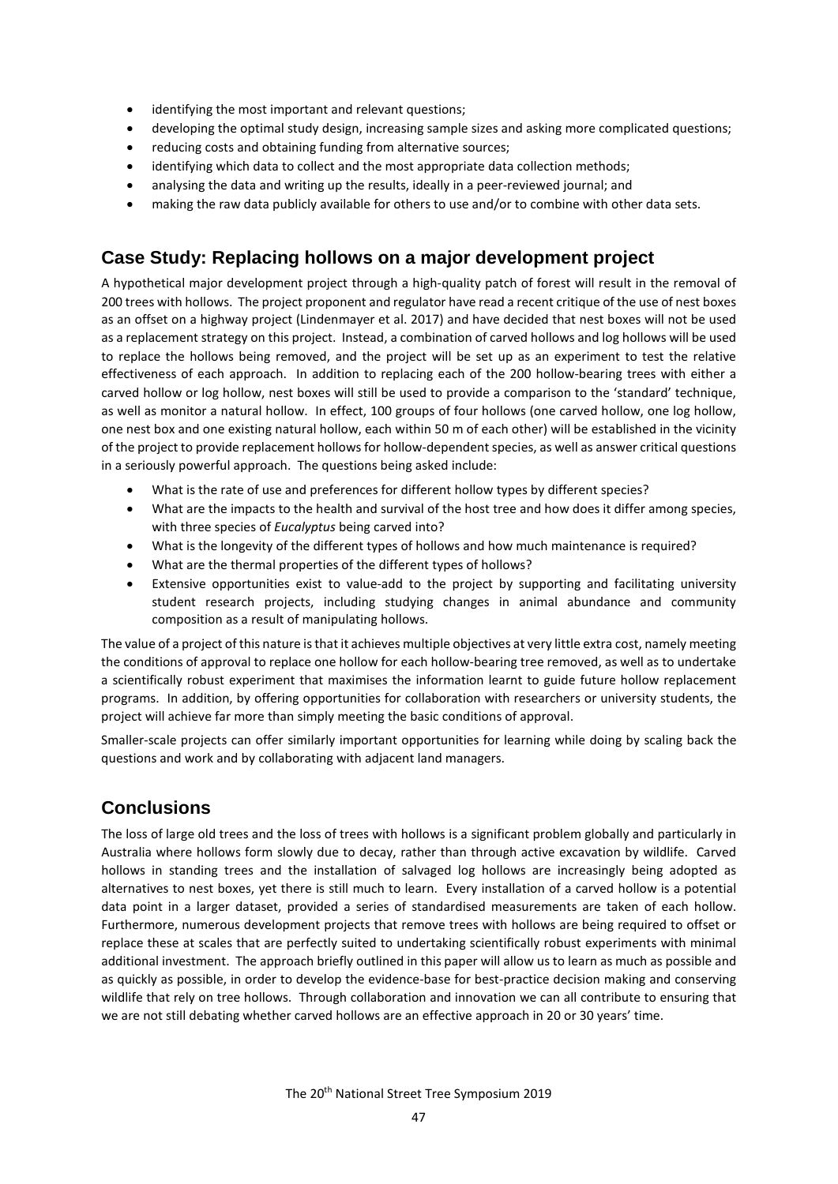- identifying the most important and relevant questions;
- developing the optimal study design, increasing sample sizes and asking more complicated questions;
- reducing costs and obtaining funding from alternative sources;
- identifying which data to collect and the most appropriate data collection methods;
- analysing the data and writing up the results, ideally in a peer-reviewed journal; and
- making the raw data publicly available for others to use and/or to combine with other data sets.

## Case Study: Replacing hollows on a major development project

A hypothetical major development project through a high-quality patch of forest will result in the removal of 200 trees with hollows. The project proponent and regulator have read a recent critique of the use of nest boxes as an offset on a highway project (Lindenmayer et al. 2017) and have decided that nest boxes will not be used as a replacement strategy on this project. Instead, a combination of carved hollows and log hollows will be used to replace the hollows being removed, and the project will be set up as an experiment to test the relative effectiveness of each approach. In addition to replacing each of the 200 hollow-bearing trees with either a carved hollow or log hollow, nest boxes will still be used to provide a comparison to the 'standard' technique, as well as monitor a natural hollow. In effect, 100 groups of four hollows (one carved hollow, one log hollow, one nest box and one existing natural hollow, each within 50 m of each other) will be established in the vicinity of the project to provide replacement hollows for hollow-dependent species, as well as answer critical questions in a seriously powerful approach. The questions being asked include:

- What is the rate of use and preferences for different hollow types by different species?
- What are the impacts to the health and survival of the host tree and how does it differ among species, with three species of *Eucalyptus* being carved into?
- What is the longevity of the different types of hollows and how much maintenance is required?
- What are the thermal properties of the different types of hollows?
- Extensive opportunities exist to value-add to the project by supporting and facilitating university student research projects, including studying changes in animal abundance and community composition as a result of manipulating hollows.

The value of a project of this nature is that it achieves multiple objectives at very little extra cost, namely meeting the conditions of approval to replace one hollow for each hollow-bearing tree removed, as well as to undertake a scientifically robust experiment that maximises the information learnt to guide future hollow replacement programs. In addition, by offering opportunities for collaboration with researchers or university students, the project will achieve far more than simply meeting the basic conditions of approval.

Smaller-scale projects can offer similarly important opportunities for learning while doing by scaling back the questions and work and by collaborating with adjacent land managers.

## Conclusions

The loss of large old trees and the loss of trees with hollows is a significant problem globally and particularly in Australia where hollows form slowly due to decay, rather than through active excavation by wildlife. Carved hollows in standing trees and the installation of salvaged log hollows are increasingly being adopted as alternatives to nest boxes, yet there is still much to learn. Every installation of a carved hollow is a potential data point in a larger dataset, provided a series of standardised measurements are taken of each hollow. Furthermore, numerous development projects that remove trees with hollows are being required to offset or replace these at scales that are perfectly suited to undertaking scientifically robust experiments with minimal additional investment. The approach briefly outlined in this paper will allow us to learn as much as possible and as quickly as possible, in order to develop the evidence-base for best-practice decision making and conserving wildlife that rely on tree hollows. Through collaboration and innovation we can all contribute to ensuring that we are not still debating whether carved hollows are an effective approach in 20 or 30 years' time.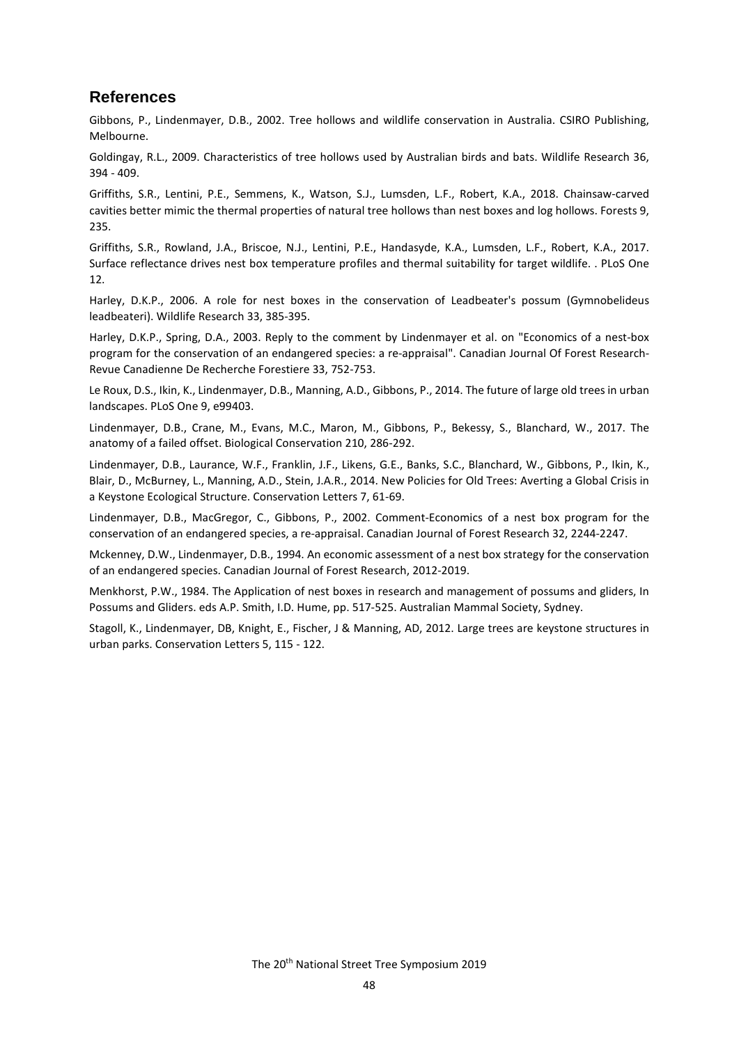## References

Gibbons, P., Lindenmayer, D.B., 2002. Tree hollows and wildlife conservation in Australia. CSIRO Publishing, Melbourne.

Goldingay, R.L., 2009. Characteristics of tree hollows used by Australian birds and bats. Wildlife Research 36, 394 - 409.

Griffiths, S.R., Lentini, P.E., Semmens, K., Watson, S.J., Lumsden, L.F., Robert, K.A., 2018. Chainsaw-carved cavities better mimic the thermal properties of natural tree hollows than nest boxes and log hollows. Forests 9, 235.

Griffiths, S.R., Rowland, J.A., Briscoe, N.J., Lentini, P.E., Handasyde, K.A., Lumsden, L.F., Robert, K.A., 2017. Surface reflectance drives nest box temperature profiles and thermal suitability for target wildlife. . PLoS One 12.

Harley, D.K.P., 2006. A role for nest boxes in the conservation of Leadbeater's possum (Gymnobelideus leadbeateri). Wildlife Research 33, 385-395.

Harley, D.K.P., Spring, D.A., 2003. Reply to the comment by Lindenmayer et al. on "Economics of a nest-box program for the conservation of an endangered species: a re-appraisal". Canadian Journal Of Forest Research-Revue Canadienne De Recherche Forestiere 33, 752-753.

Le Roux, D.S., Ikin, K., Lindenmayer, D.B., Manning, A.D., Gibbons, P., 2014. The future of large old trees in urban landscapes. PLoS One 9, e99403.

Lindenmayer, D.B., Crane, M., Evans, M.C., Maron, M., Gibbons, P., Bekessy, S., Blanchard, W., 2017. The anatomy of a failed offset. Biological Conservation 210, 286-292.

Lindenmayer, D.B., Laurance, W.F., Franklin, J.F., Likens, G.E., Banks, S.C., Blanchard, W., Gibbons, P., Ikin, K., Blair, D., McBurney, L., Manning, A.D., Stein, J.A.R., 2014. New Policies for Old Trees: Averting a Global Crisis in a Keystone Ecological Structure. Conservation Letters 7, 61-69.

Lindenmayer, D.B., MacGregor, C., Gibbons, P., 2002. Comment-Economics of a nest box program for the conservation of an endangered species, a re-appraisal. Canadian Journal of Forest Research 32, 2244-2247.

Mckenney, D.W., Lindenmayer, D.B., 1994. An economic assessment of a nest box strategy for the conservation of an endangered species. Canadian Journal of Forest Research, 2012-2019.

Menkhorst, P.W., 1984. The Application of nest boxes in research and management of possums and gliders, In Possums and Gliders. eds A.P. Smith, I.D. Hume, pp. 517-525. Australian Mammal Society, Sydney.

Stagoll, K., Lindenmayer, DB, Knight, E., Fischer, J & Manning, AD, 2012. Large trees are keystone structures in urban parks. Conservation Letters 5, 115 - 122.